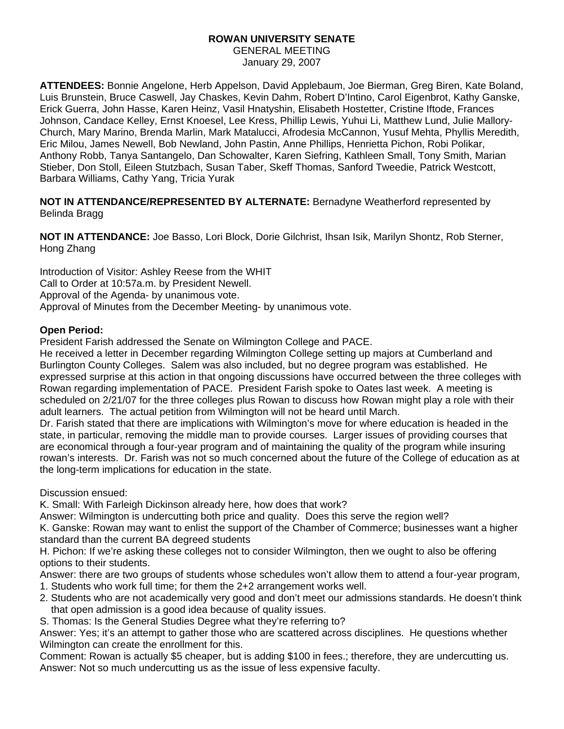# ROWAN UNIVERSITY SENATE

GENERAL MEETING
January 29, 2007

**ATTENDEES:** Bonnie Angelone, Herb Appelson, David Applebaum, Joe Bierman, Greg Biren, Kate Boland, Luis Brunstein, Bruce Caswell, Jay Chaskes, Kevin Dahm, Robert D'Intino, Carol Eigenbrot, Kathy Ganske, Erick Guerra, John Hasse, Karen Heinz, Vasil Hnatyshin, Elisabeth Hostetter, Cristine Iftode, Frances Johnson, Candace Kelley, Ernst Knoesel, Lee Kress, Phillip Lewis, Yuhui Li, Matthew Lund, Julie Mallory-Church, Mary Marino, Brenda Marlin, Mark Matalucci, Afrodesia McCannon, Yusuf Mehta, Phyllis Meredith, Eric Milou, James Newell, Bob Newland, John Pastin, Anne Phillips, Henrietta Pichon, Robi Polikar, Anthony Robb, Tanya Santangelo, Dan Schowalter, Karen Siefring, Kathleen Small, Tony Smith, Marian Stieber, Don Stoll, Eileen Stutzbach, Susan Taber, Skeff Thomas, Sanford Tweedie, Patrick Westcott, Barbara Williams, Cathy Yang, Tricia Yurak

**NOT IN ATTENDANCE/REPRESENTED BY ALTERNATE:** Bernadyne Weatherford represented by Belinda Bragg

**NOT IN ATTENDANCE:** Joe Basso, Lori Block, Dorie Gilchrist, Ihsan Isik, Marilyn Shontz, Rob Sterner, Hong Zhang

Introduction of Visitor: Ashley Reese from the WHIT
Call to Order at 10:57a.m. by President Newell.
Approval of the Agenda- by unanimous vote.
Approval of Minutes from the December Meeting- by unanimous vote.

**Open Period:**
President Farish addressed the Senate on Wilmington College and PACE.
He received a letter in December regarding Wilmington College setting up majors at Cumberland and Burlington County Colleges. Salem was also included, but no degree program was established. He expressed surprise at this action in that ongoing discussions have occurred between the three colleges with Rowan regarding implementation of PACE. President Farish spoke to Oates last week. A meeting is scheduled on 2/21/07 for the three colleges plus Rowan to discuss how Rowan might play a role with their adult learners. The actual petition from Wilmington will not be heard until March.
Dr. Farish stated that there are implications with Wilmington's move for where education is headed in the state, in particular, removing the middle man to provide courses. Larger issues of providing courses that are economical through a four-year program and of maintaining the quality of the program while insuring rowan's interests. Dr. Farish was not so much concerned about the future of the College of education as at the long-term implications for education in the state.

Discussion ensued:
K. Small: With Farleigh Dickinson already here, how does that work?
Answer: Wilmington is undercutting both price and quality. Does this serve the region well?
K. Ganske: Rowan may want to enlist the support of the Chamber of Commerce; businesses want a higher standard than the current BA degreed students
H. Pichon: If we're asking these colleges not to consider Wilmington, then we ought to also be offering options to their students.
Answer: there are two groups of students whose schedules won't allow them to attend a four-year program,
1. Students who work full time; for them the 2+2 arrangement works well.
2. Students who are not academically very good and don't meet our admissions standards. He doesn't think that open admission is a good idea because of quality issues.

S. Thomas: Is the General Studies Degree what they're referring to?
Answer: Yes; it's an attempt to gather those who are scattered across disciplines. He questions whether Wilmington can create the enrollment for this.
Comment: Rowan is actually $5 cheaper, but is adding $100 in fees.; therefore, they are undercutting us.
Answer: Not so much undercutting us as the issue of less expensive faculty.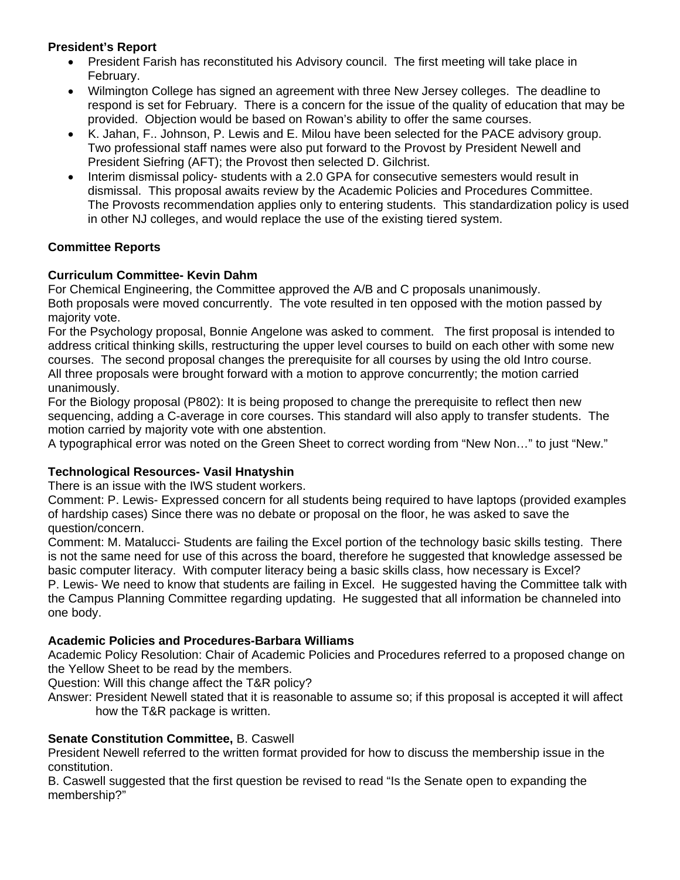**President's Report**

- President Farish has reconstituted his Advisory council. The first meeting will take place in February.
- Wilmington College has signed an agreement with three New Jersey colleges. The deadline to respond is set for February. There is a concern for the issue of the quality of education that may be provided. Objection would be based on Rowan's ability to offer the same courses.
- K. Jahan, F.. Johnson, P. Lewis and E. Milou have been selected for the PACE advisory group. Two professional staff names were also put forward to the Provost by President Newell and President Siefring (AFT); the Provost then selected D. Gilchrist.
- Interim dismissal policy- students with a 2.0 GPA for consecutive semesters would result in dismissal. This proposal awaits review by the Academic Policies and Procedures Committee. The Provosts recommendation applies only to entering students. This standardization policy is used in other NJ colleges, and would replace the use of the existing tiered system.

**Committee Reports**

**Curriculum Committee- Kevin Dahm**

For Chemical Engineering, the Committee approved the A/B and C proposals unanimously.
Both proposals were moved concurrently. The vote resulted in ten opposed with the motion passed by majority vote.
For the Psychology proposal, Bonnie Angelone was asked to comment. The first proposal is intended to address critical thinking skills, restructuring the upper level courses to build on each other with some new courses. The second proposal changes the prerequisite for all courses by using the old Intro course.
All three proposals were brought forward with a motion to approve concurrently; the motion carried unanimously.
For the Biology proposal (P802): It is being proposed to change the prerequisite to reflect then new sequencing, adding a C-average in core courses. This standard will also apply to transfer students. The motion carried by majority vote with one abstention.
A typographical error was noted on the Green Sheet to correct wording from "New Non…" to just "New."

**Technological Resources- Vasil Hnatyshin**

There is an issue with the IWS student workers.
Comment: P. Lewis- Expressed concern for all students being required to have laptops (provided examples of hardship cases) Since there was no debate or proposal on the floor, he was asked to save the question/concern.
Comment: M. Matalucci- Students are failing the Excel portion of the technology basic skills testing. There is not the same need for use of this across the board, therefore he suggested that knowledge assessed be basic computer literacy. With computer literacy being a basic skills class, how necessary is Excel?
P. Lewis- We need to know that students are failing in Excel. He suggested having the Committee talk with the Campus Planning Committee regarding updating. He suggested that all information be channeled into one body.

**Academic Policies and Procedures-Barbara Williams**

Academic Policy Resolution: Chair of Academic Policies and Procedures referred to a proposed change on the Yellow Sheet to be read by the members.
Question: Will this change affect the T&R policy?
Answer: President Newell stated that it is reasonable to assume so; if this proposal is accepted it will affect how the T&R package is written.

**Senate Constitution Committee,** B. Caswell

President Newell referred to the written format provided for how to discuss the membership issue in the constitution.
B. Caswell suggested that the first question be revised to read "Is the Senate open to expanding the membership?"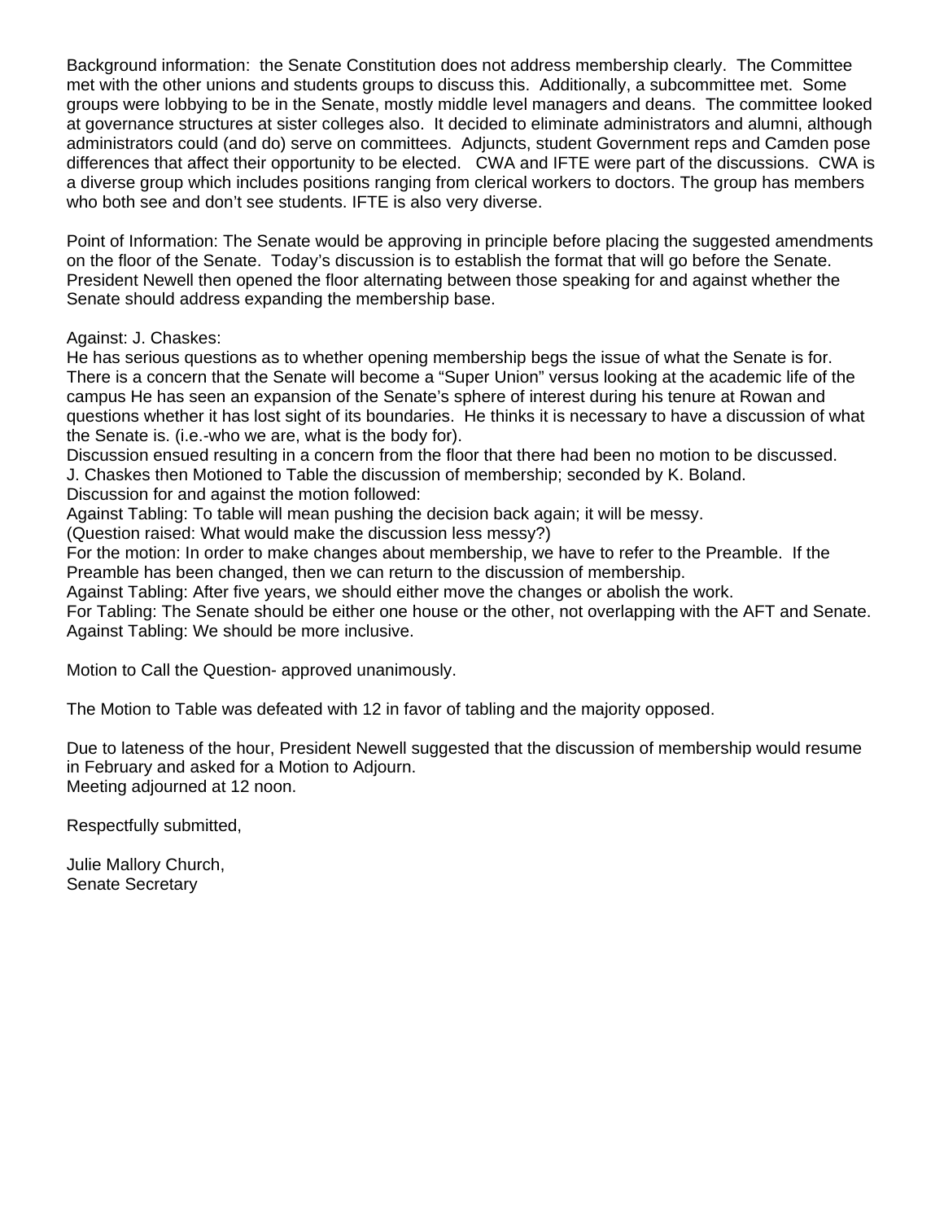Background information: the Senate Constitution does not address membership clearly. The Committee met with the other unions and students groups to discuss this. Additionally, a subcommittee met. Some groups were lobbying to be in the Senate, mostly middle level managers and deans. The committee looked at governance structures at sister colleges also. It decided to eliminate administrators and alumni, although administrators could (and do) serve on committees. Adjuncts, student Government reps and Camden pose differences that affect their opportunity to be elected. CWA and IFTE were part of the discussions. CWA is a diverse group which includes positions ranging from clerical workers to doctors. The group has members who both see and don't see students. IFTE is also very diverse.

Point of Information: The Senate would be approving in principle before placing the suggested amendments on the floor of the Senate. Today's discussion is to establish the format that will go before the Senate. President Newell then opened the floor alternating between those speaking for and against whether the Senate should address expanding the membership base.

Against: J. Chaskes:
He has serious questions as to whether opening membership begs the issue of what the Senate is for. There is a concern that the Senate will become a "Super Union" versus looking at the academic life of the campus He has seen an expansion of the Senate's sphere of interest during his tenure at Rowan and questions whether it has lost sight of its boundaries. He thinks it is necessary to have a discussion of what the Senate is. (i.e.-who we are, what is the body for).
Discussion ensued resulting in a concern from the floor that there had been no motion to be discussed.
J. Chaskes then Motioned to Table the discussion of membership; seconded by K. Boland.
Discussion for and against the motion followed:
Against Tabling: To table will mean pushing the decision back again; it will be messy.
(Question raised: What would make the discussion less messy?)
For the motion: In order to make changes about membership, we have to refer to the Preamble. If the Preamble has been changed, then we can return to the discussion of membership.
Against Tabling: After five years, we should either move the changes or abolish the work.
For Tabling: The Senate should be either one house or the other, not overlapping with the AFT and Senate.
Against Tabling: We should be more inclusive.

Motion to Call the Question- approved unanimously.

The Motion to Table was defeated with 12 in favor of tabling and the majority opposed.

Due to lateness of the hour, President Newell suggested that the discussion of membership would resume in February and asked for a Motion to Adjourn.
Meeting adjourned at 12 noon.

Respectfully submitted,

Julie Mallory Church,
Senate Secretary